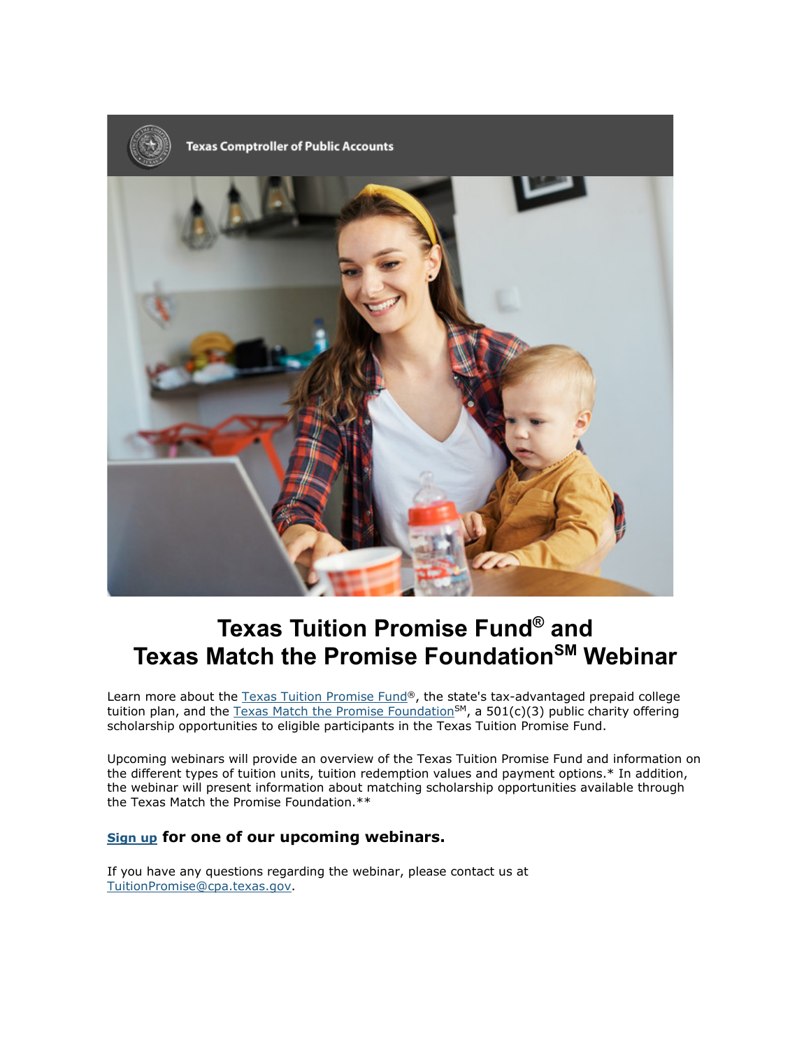Texas Comptroller of Public Accounts

# Texas Tuition Promise Fund® and Texas Match the Promise Foundation℠ Webinar

Learn more about the Texas Tuition Promise Fund®, the state's tax-advantaged prepaid college tuition plan, and the Texas Match the Promise Foundation℠, a 501(c)(3) public charity offering scholarship opportunities to eligible participants in the Texas Tuition Promise Fund.

Upcoming webinars will provide an overview of the Texas Tuition Promise Fund and information on the different types of tuition units, tuition redemption values and payment options.* In addition, the webinar will present information about matching scholarship opportunities available through the Texas Match the Promise Foundation.**

### **Sign up** for one of our upcoming webinars.

If you have any questions regarding the webinar, please contact us at TuitionPromise@cpa.texas.gov.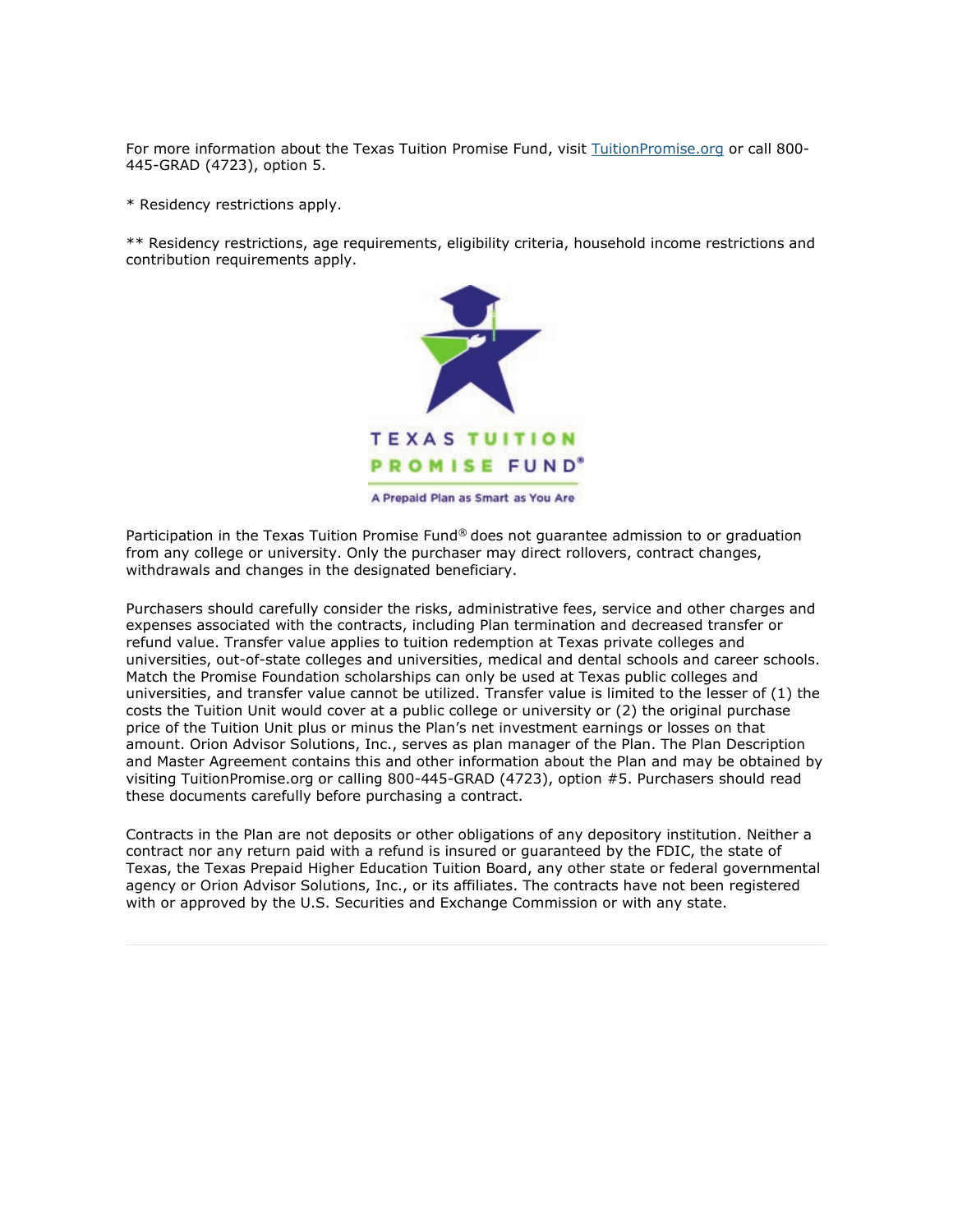For more information about the Texas Tuition Promise Fund, visit [TuitionPromise.org](https://TuitionPromise.org) or call 800-445-GRAD (4723), option 5.

* Residency restrictions apply.

** Residency restrictions, age requirements, eligibility criteria, household income restrictions and contribution requirements apply.

TEXAS TUITION PROMISE FUND®

A Prepaid Plan as Smart as You Are

Participation in the Texas Tuition Promise Fund® does not guarantee admission to or graduation from any college or university. Only the purchaser may direct rollovers, contract changes, withdrawals and changes in the designated beneficiary.

Purchasers should carefully consider the risks, administrative fees, service and other charges and expenses associated with the contracts, including Plan termination and decreased transfer or refund value. Transfer value applies to tuition redemption at Texas private colleges and universities, out-of-state colleges and universities, medical and dental schools and career schools. Match the Promise Foundation scholarships can only be used at Texas public colleges and universities, and transfer value cannot be utilized. Transfer value is limited to the lesser of (1) the costs the Tuition Unit would cover at a public college or university or (2) the original purchase price of the Tuition Unit plus or minus the Plan's net investment earnings or losses on that amount. Orion Advisor Solutions, Inc., serves as plan manager of the Plan. The Plan Description and Master Agreement contains this and other information about the Plan and may be obtained by visiting TuitionPromise.org or calling 800-445-GRAD (4723), option #5. Purchasers should read these documents carefully before purchasing a contract.

Contracts in the Plan are not deposits or other obligations of any depository institution. Neither a contract nor any return paid with a refund is insured or guaranteed by the FDIC, the state of Texas, the Texas Prepaid Higher Education Tuition Board, any other state or federal governmental agency or Orion Advisor Solutions, Inc., or its affiliates. The contracts have not been registered with or approved by the U.S. Securities and Exchange Commission or with any state.